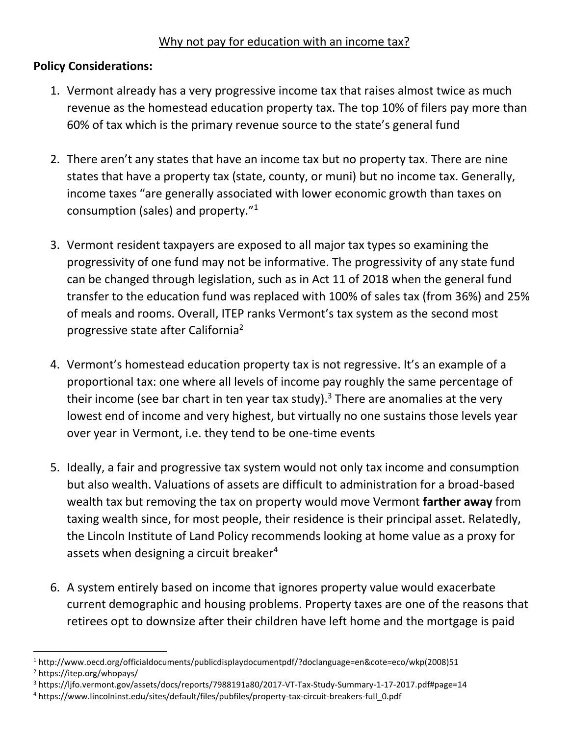# Why not pay for education with an income tax?

**Policy Considerations:**

1. Vermont already has a very progressive income tax that raises almost twice as much revenue as the homestead education property tax. The top 10% of filers pay more than 60% of tax which is the primary revenue source to the state's general fund

2. There aren't any states that have an income tax but no property tax. There are nine states that have a property tax (state, county, or muni) but no income tax. Generally, income taxes "are generally associated with lower economic growth than taxes on consumption (sales) and property."[1]

3. Vermont resident taxpayers are exposed to all major tax types so examining the progressivity of one fund may not be informative. The progressivity of any state fund can be changed through legislation, such as in Act 11 of 2018 when the general fund transfer to the education fund was replaced with 100% of sales tax (from 36%) and 25% of meals and rooms. Overall, ITEP ranks Vermont's tax system as the second most progressive state after California[2]

4. Vermont's homestead education property tax is not regressive. It's an example of a proportional tax: one where all levels of income pay roughly the same percentage of their income (see bar chart in ten year tax study).[3] There are anomalies at the very lowest end of income and very highest, but virtually no one sustains those levels year over year in Vermont, i.e. they tend to be one-time events

5. Ideally, a fair and progressive tax system would not only tax income and consumption but also wealth. Valuations of assets are difficult to administration for a broad-based wealth tax but removing the tax on property would move Vermont **farther away** from taxing wealth since, for most people, their residence is their principal asset. Relatedly, the Lincoln Institute of Land Policy recommends looking at home value as a proxy for assets when designing a circuit breaker[4]

6. A system entirely based on income that ignores property value would exacerbate current demographic and housing problems. Property taxes are one of the reasons that retirees opt to downsize after their children have left home and the mortgage is paid

---

[1] http://www.oecd.org/officialdocuments/publicdisplaydocumentpdf/?doclanguage=en&cote=eco/wkp(2008)51

[2] https://itep.org/whopays/

[3] https://ljfo.vermont.gov/assets/docs/reports/7988191a80/2017-VT-Tax-Study-Summary-1-17-2017.pdf#page=14

[4] https://www.lincolninst.edu/sites/default/files/pubfiles/property-tax-circuit-breakers-full_0.pdf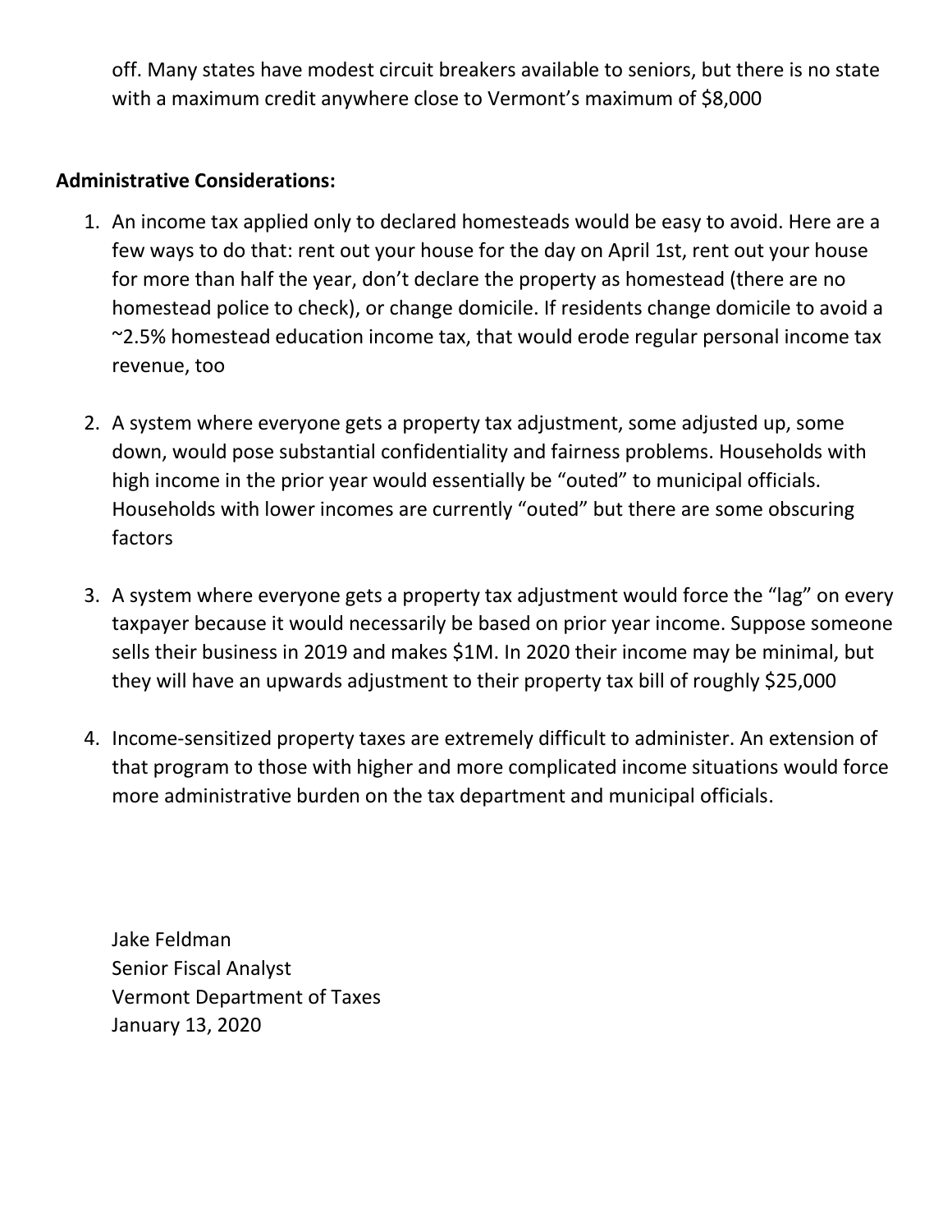off. Many states have modest circuit breakers available to seniors, but there is no state with a maximum credit anywhere close to Vermont's maximum of $8,000

**Administrative Considerations:**

1. An income tax applied only to declared homesteads would be easy to avoid. Here are a few ways to do that: rent out your house for the day on April 1st, rent out your house for more than half the year, don't declare the property as homestead (there are no homestead police to check), or change domicile. If residents change domicile to avoid a ~2.5% homestead education income tax, that would erode regular personal income tax revenue, too

2. A system where everyone gets a property tax adjustment, some adjusted up, some down, would pose substantial confidentiality and fairness problems. Households with high income in the prior year would essentially be "outed" to municipal officials. Households with lower incomes are currently "outed" but there are some obscuring factors

3. A system where everyone gets a property tax adjustment would force the "lag" on every taxpayer because it would necessarily be based on prior year income. Suppose someone sells their business in 2019 and makes $1M. In 2020 their income may be minimal, but they will have an upwards adjustment to their property tax bill of roughly $25,000

4. Income-sensitized property taxes are extremely difficult to administer. An extension of that program to those with higher and more complicated income situations would force more administrative burden on the tax department and municipal officials.

Jake Feldman
Senior Fiscal Analyst
Vermont Department of Taxes
January 13, 2020